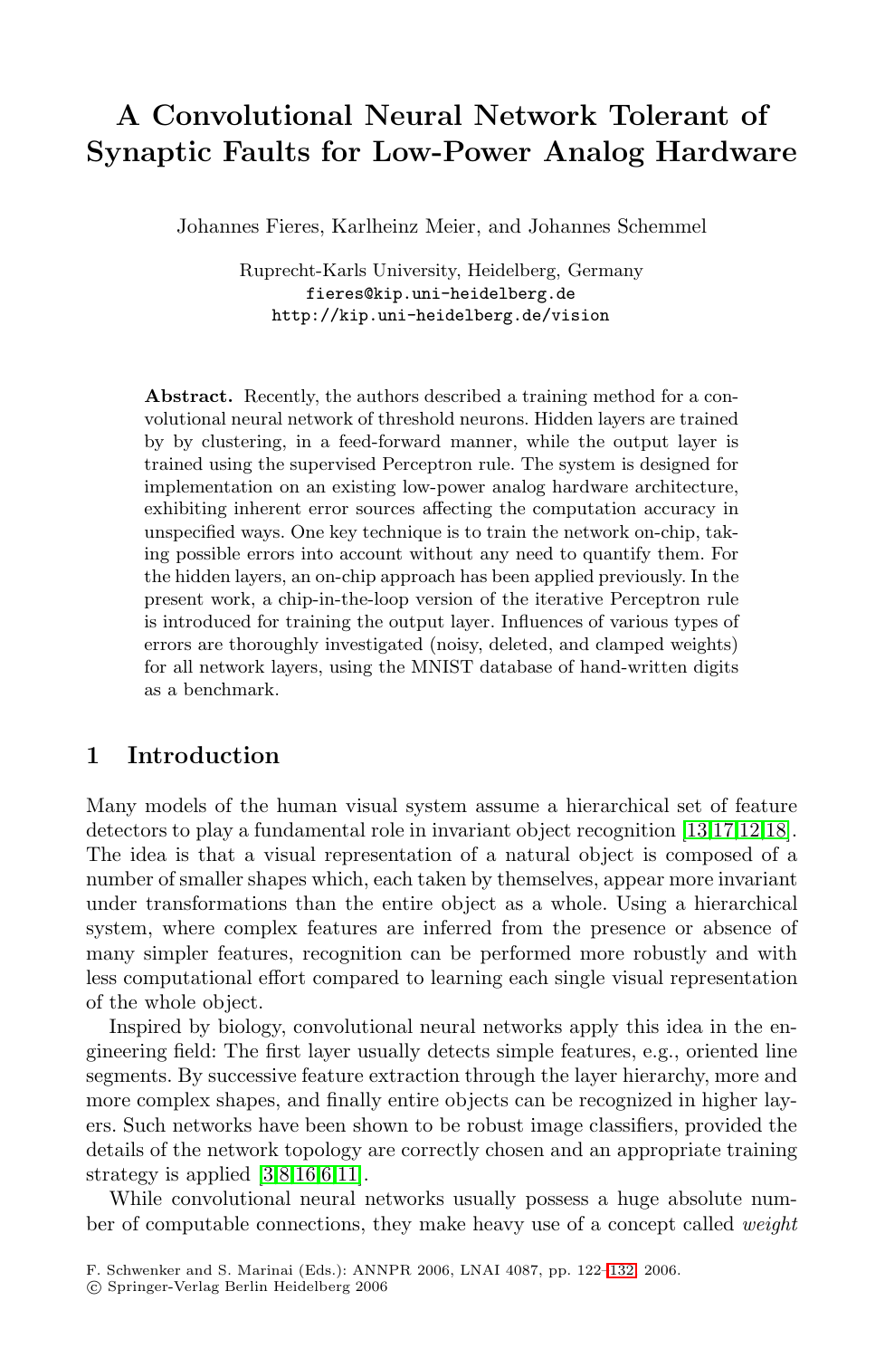# A Convolutional Neural Network Tolerant of Synaptic Faults for Low-Power Analog Hardware

Johannes Fieres, Karlheinz Meier, and Johannes Schemmel

Ruprecht-Karls University, Heidelberg, Germany
fieres@kip.uni-heidelberg.de
http://kip.uni-heidelberg.de/vision

**Abstract.** Recently, the authors described a training method for a convolutional neural network of threshold neurons. Hidden layers are trained by by clustering, in a feed-forward manner, while the output layer is trained using the supervised Perceptron rule. The system is designed for implementation on an existing low-power analog hardware architecture, exhibiting inherent error sources affecting the computation accuracy in unspecified ways. One key technique is to train the network on-chip, taking possible errors into account without any need to quantify them. For the hidden layers, an on-chip approach has been applied previously. In the present work, a chip-in-the-loop version of the iterative Perceptron rule is introduced for training the output layer. Influences of various types of errors are thoroughly investigated (noisy, deleted, and clamped weights) for all network layers, using the MNIST database of hand-written digits as a benchmark.

## 1 Introduction

Many models of the human visual system assume a hierarchical set of feature detectors to play a fundamental role in invariant object recognition [13,17,12,18]. The idea is that a visual representation of a natural object is composed of a number of smaller shapes which, each taken by themselves, appear more invariant under transformations than the entire object as a whole. Using a hierarchical system, where complex features are inferred from the presence or absence of many simpler features, recognition can be performed more robustly and with less computational effort compared to learning each single visual representation of the whole object.

Inspired by biology, convolutional neural networks apply this idea in the engineering field: The first layer usually detects simple features, e.g., oriented line segments. By successive feature extraction through the layer hierarchy, more and more complex shapes, and finally entire objects can be recognized in higher layers. Such networks have been shown to be robust image classifiers, provided the details of the network topology are correctly chosen and an appropriate training strategy is applied [3,8,16,6,11].

While convolutional neural networks usually possess a huge absolute number of computable connections, they make heavy use of a concept called *weight*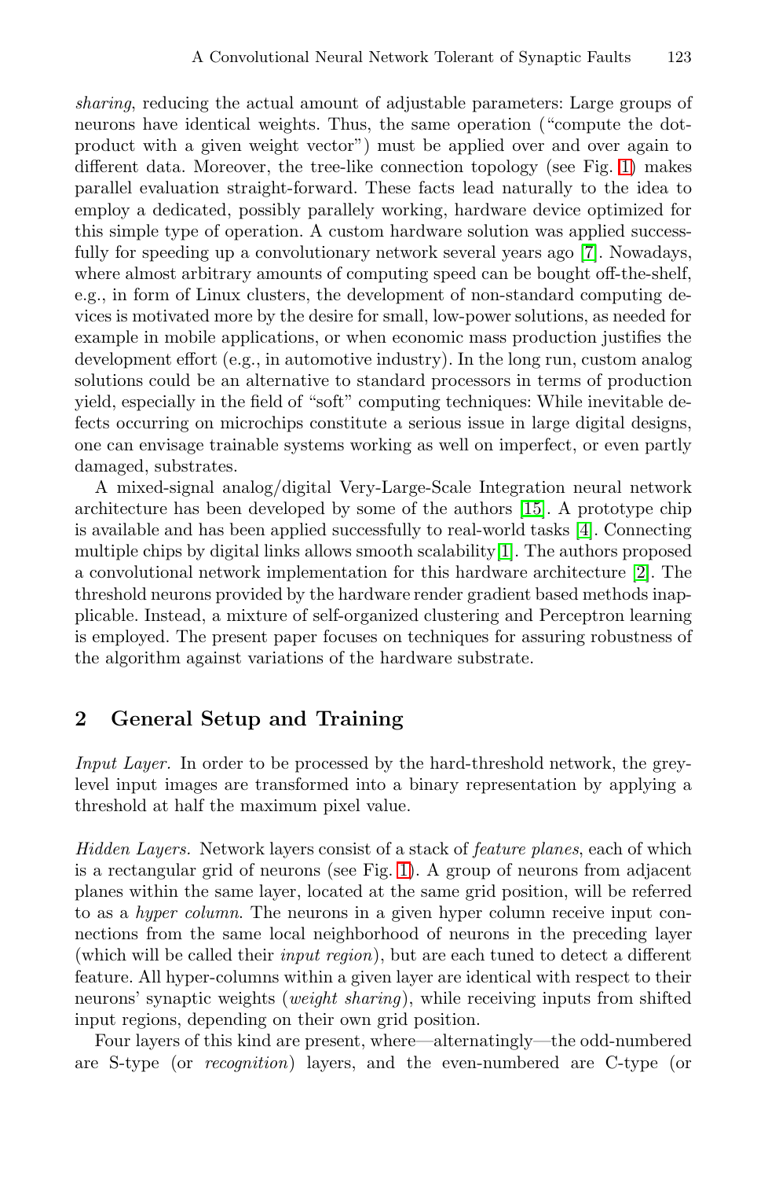*sharing*, reducing the actual amount of adjustable parameters: Large groups of neurons have identical weights. Thus, the same operation ("compute the dot-product with a given weight vector") must be applied over and over again to different data. Moreover, the tree-like connection topology (see Fig. 1) makes parallel evaluation straight-forward. These facts lead naturally to the idea to employ a dedicated, possibly parallely working, hardware device optimized for this simple type of operation. A custom hardware solution was applied successfully for speeding up a convolutionary network several years ago [7]. Nowadays, where almost arbitrary amounts of computing speed can be bought off-the-shelf, e.g., in form of Linux clusters, the development of non-standard computing devices is motivated more by the desire for small, low-power solutions, as needed for example in mobile applications, or when economic mass production justifies the development effort (e.g., in automotive industry). In the long run, custom analog solutions could be an alternative to standard processors in terms of production yield, especially in the field of "soft" computing techniques: While inevitable defects occurring on microchips constitute a serious issue in large digital designs, one can envisage trainable systems working as well on imperfect, or even partly damaged, substrates.

A mixed-signal analog/digital Very-Large-Scale Integration neural network architecture has been developed by some of the authors [15]. A prototype chip is available and has been applied successfully to real-world tasks [4]. Connecting multiple chips by digital links allows smooth scalability[1]. The authors proposed a convolutional network implementation for this hardware architecture [2]. The threshold neurons provided by the hardware render gradient based methods inapplicable. Instead, a mixture of self-organized clustering and Perceptron learning is employed. The present paper focuses on techniques for assuring robustness of the algorithm against variations of the hardware substrate.

## 2 General Setup and Training

*Input Layer.* In order to be processed by the hard-threshold network, the grey-level input images are transformed into a binary representation by applying a threshold at half the maximum pixel value.

*Hidden Layers.* Network layers consist of a stack of *feature planes*, each of which is a rectangular grid of neurons (see Fig. 1). A group of neurons from adjacent planes within the same layer, located at the same grid position, will be referred to as a *hyper column*. The neurons in a given hyper column receive input connections from the same local neighborhood of neurons in the preceding layer (which will be called their *input region*), but are each tuned to detect a different feature. All hyper-columns within a given layer are identical with respect to their neurons' synaptic weights (*weight sharing*), while receiving inputs from shifted input regions, depending on their own grid position.

Four layers of this kind are present, where—alternatingly—the odd-numbered are S-type (or *recognition*) layers, and the even-numbered are C-type (or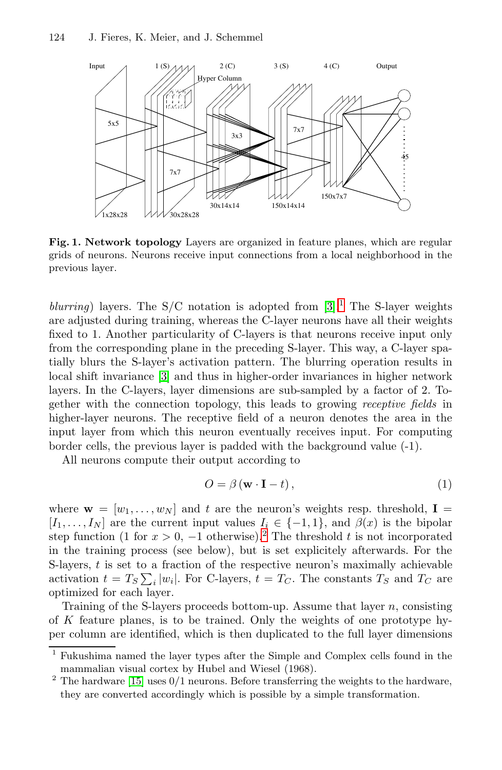**Fig. 1. Network topology** Layers are organized in feature planes, which are regular grids of neurons. Neurons receive input connections from a local neighborhood in the previous layer.

*blurring*) layers. The S/C notation is adopted from [3].[1] The S-layer weights are adjusted during training, whereas the C-layer neurons have all their weights fixed to 1. Another particularity of C-layers is that neurons receive input only from the corresponding plane in the preceding S-layer. This way, a C-layer spatially blurs the S-layer's activation pattern. The blurring operation results in local shift invariance [3] and thus in higher-order invariances in higher network layers. In the C-layers, layer dimensions are sub-sampled by a factor of 2. Together with the connection topology, this leads to growing *receptive fields* in higher-layer neurons. The receptive field of a neuron denotes the area in the input layer from which this neuron eventually receives input. For computing border cells, the previous layer is padded with the background value (-1).

All neurons compute their output according to

$$O = \beta\left(\mathbf{w} \cdot \mathbf{I} - t\right), \tag{1}$$

where $\mathbf{w} = [w_1, \ldots, w_N]$ and $t$ are the neuron's weights resp. threshold, $\mathbf{I} = [I_1, \ldots, I_N]$ are the current input values $I_i \in \{-1, 1\}$, and $\beta(x)$ is the bipolar step function (1 for $x > 0$, $-1$ otherwise).[2] The threshold $t$ is not incorporated in the training process (see below), but is set explicitely afterwards. For the S-layers, $t$ is set to a fraction of the respective neuron's maximally achievable activation $t = T_S \sum_i |w_i|$. For C-layers, $t = T_C$. The constants $T_S$ and $T_C$ are optimized for each layer.

Training of the S-layers proceeds bottom-up. Assume that layer $n$, consisting of $K$ feature planes, is to be trained. Only the weights of one prototype hyper column are identified, which is then duplicated to the full layer dimensions

[1] Fukushima named the layer types after the Simple and Complex cells found in the mammalian visual cortex by Hubel and Wiesel (1968).

[2] The hardware [15] uses 0/1 neurons. Before transferring the weights to the hardware, they are converted accordingly which is possible by a simple transformation.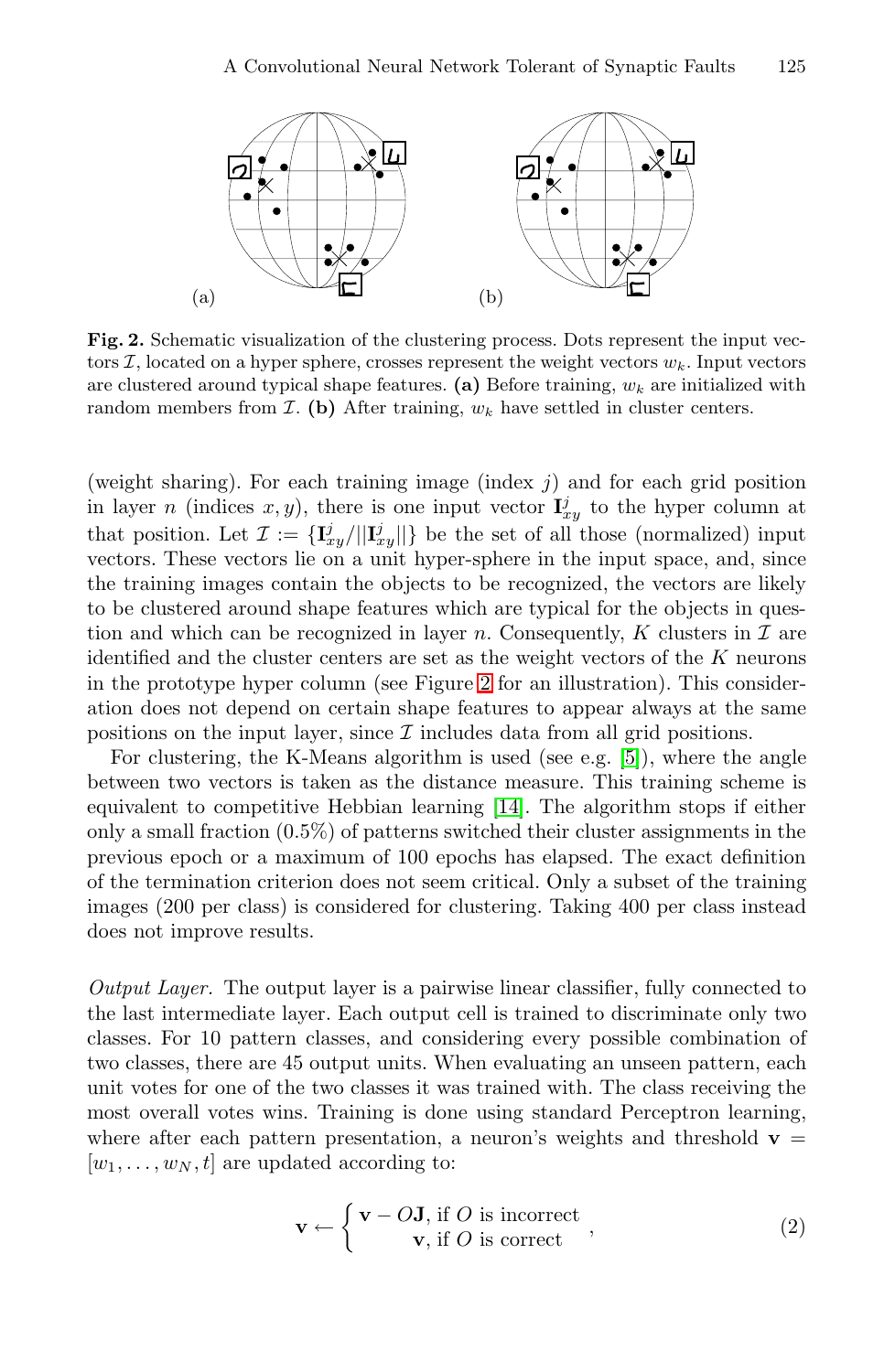**Fig. 2.** Schematic visualization of the clustering process. Dots represent the input vectors $\mathcal{I}$, located on a hyper sphere, crosses represent the weight vectors $w_k$. Input vectors are clustered around typical shape features. **(a)** Before training, $w_k$ are initialized with random members from $\mathcal{I}$. **(b)** After training, $w_k$ have settled in cluster centers.

(weight sharing). For each training image (index $j$) and for each grid position in layer $n$ (indices $x, y$), there is one input vector $\mathbf{I}^j_{xy}$ to the hyper column at that position. Let $\mathcal{I} := \{\mathbf{I}^j_{xy}/||\mathbf{I}^j_{xy}||\}$ be the set of all those (normalized) input vectors. These vectors lie on a unit hyper-sphere in the input space, and, since the training images contain the objects to be recognized, the vectors are likely to be clustered around shape features which are typical for the objects in question and which can be recognized in layer $n$. Consequently, $K$ clusters in $\mathcal{I}$ are identified and the cluster centers are set as the weight vectors of the $K$ neurons in the prototype hyper column (see Figure 2 for an illustration). This consideration does not depend on certain shape features to appear always at the same positions on the input layer, since $\mathcal{I}$ includes data from all grid positions.

For clustering, the K-Means algorithm is used (see e.g. [5]), where the angle between two vectors is taken as the distance measure. This training scheme is equivalent to competitive Hebbian learning [14]. The algorithm stops if either only a small fraction (0.5%) of patterns switched their cluster assignments in the previous epoch or a maximum of 100 epochs has elapsed. The exact definition of the termination criterion does not seem critical. Only a subset of the training images (200 per class) is considered for clustering. Taking 400 per class instead does not improve results.

*Output Layer.* The output layer is a pairwise linear classifier, fully connected to the last intermediate layer. Each output cell is trained to discriminate only two classes. For 10 pattern classes, and considering every possible combination of two classes, there are 45 output units. When evaluating an unseen pattern, each unit votes for one of the two classes it was trained with. The class receiving the most overall votes wins. Training is done using standard Perceptron learning, where after each pattern presentation, a neuron's weights and threshold $\mathbf{v} = [w_1, \ldots, w_N, t]$ are updated according to:

$$\mathbf{v} \leftarrow \begin{cases} \mathbf{v} - O\mathbf{J}, \text{ if } O \text{ is incorrect} \\ \mathbf{v}, \text{ if } O \text{ is correct} \end{cases}, \tag{2}$$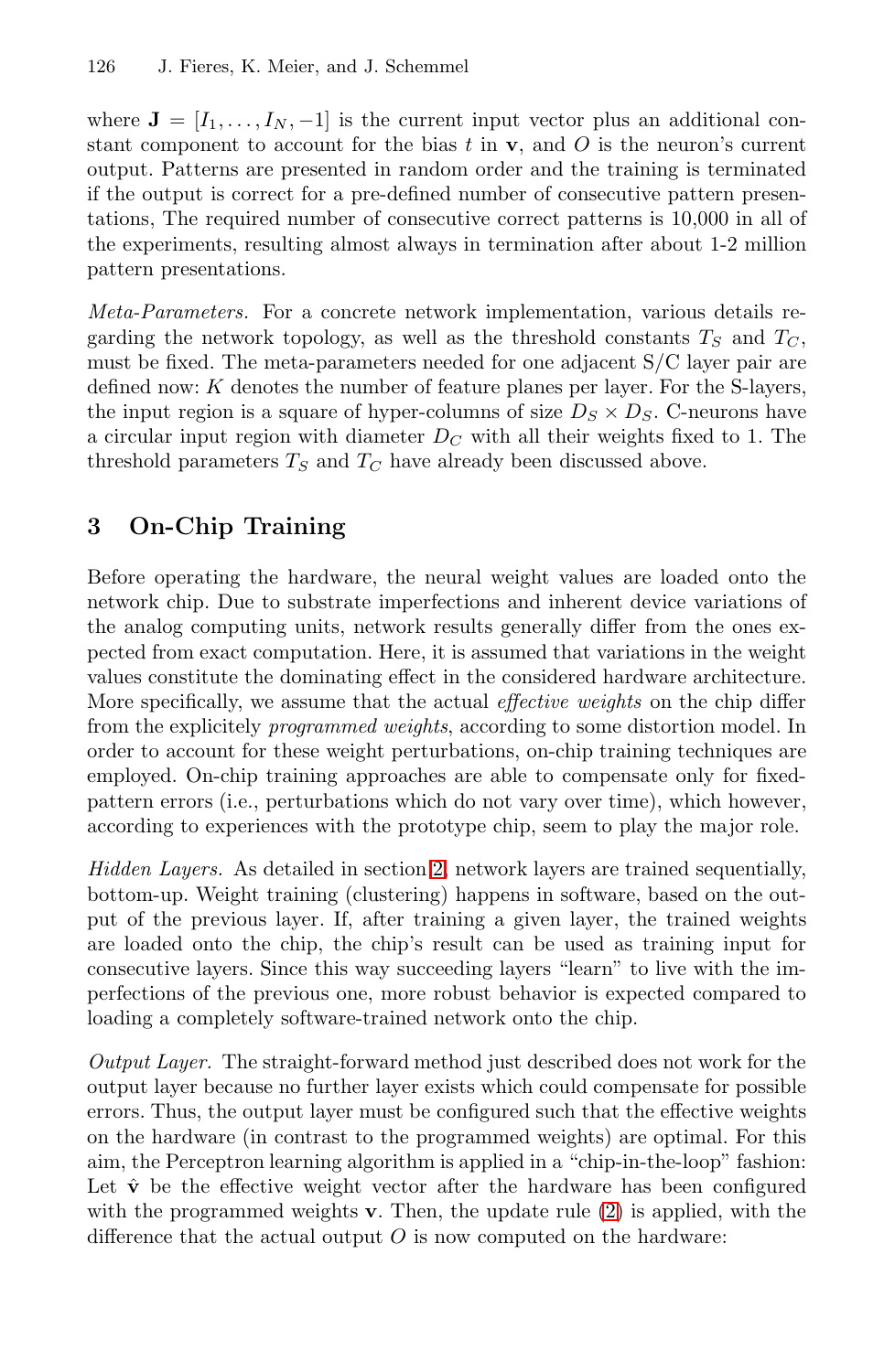where $\mathbf{J} = [I_1, \ldots, I_N, -1]$ is the current input vector plus an additional constant component to account for the bias $t$ in $\mathbf{v}$, and $O$ is the neuron's current output. Patterns are presented in random order and the training is terminated if the output is correct for a pre-defined number of consecutive pattern presentations, The required number of consecutive correct patterns is 10,000 in all of the experiments, resulting almost always in termination after about 1-2 million pattern presentations.

*Meta-Parameters.* For a concrete network implementation, various details regarding the network topology, as well as the threshold constants $T_S$ and $T_C$, must be fixed. The meta-parameters needed for one adjacent S/C layer pair are defined now: $K$ denotes the number of feature planes per layer. For the S-layers, the input region is a square of hyper-columns of size $D_S \times D_S$. C-neurons have a circular input region with diameter $D_C$ with all their weights fixed to 1. The threshold parameters $T_S$ and $T_C$ have already been discussed above.

## 3 On-Chip Training

Before operating the hardware, the neural weight values are loaded onto the network chip. Due to substrate imperfections and inherent device variations of the analog computing units, network results generally differ from the ones expected from exact computation. Here, it is assumed that variations in the weight values constitute the dominating effect in the considered hardware architecture. More specifically, we assume that the actual *effective weights* on the chip differ from the explicitely *programmed weights*, according to some distortion model. In order to account for these weight perturbations, on-chip training techniques are employed. On-chip training approaches are able to compensate only for fixed-pattern errors (i.e., perturbations which do not vary over time), which however, according to experiences with the prototype chip, seem to play the major role.

*Hidden Layers.* As detailed in section 2, network layers are trained sequentially, bottom-up. Weight training (clustering) happens in software, based on the output of the previous layer. If, after training a given layer, the trained weights are loaded onto the chip, the chip's result can be used as training input for consecutive layers. Since this way succeeding layers "learn" to live with the imperfections of the previous one, more robust behavior is expected compared to loading a completely software-trained network onto the chip.

*Output Layer.* The straight-forward method just described does not work for the output layer because no further layer exists which could compensate for possible errors. Thus, the output layer must be configured such that the effective weights on the hardware (in contrast to the programmed weights) are optimal. For this aim, the Perceptron learning algorithm is applied in a "chip-in-the-loop" fashion: Let $\hat{\mathbf{v}}$ be the effective weight vector after the hardware has been configured with the programmed weights $\mathbf{v}$. Then, the update rule (2) is applied, with the difference that the actual output $O$ is now computed on the hardware: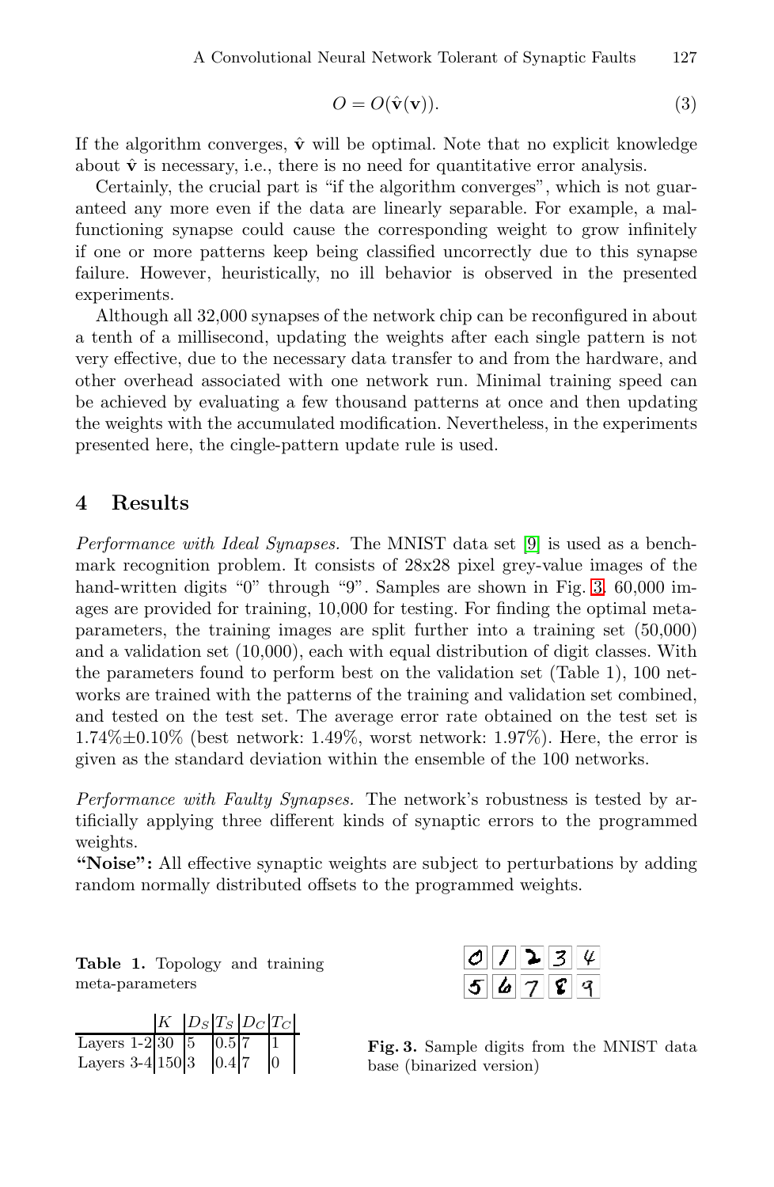$$O = O(\hat{\mathbf{v}}(\mathbf{v})). \tag{3}$$

If the algorithm converges, $\hat{\mathbf{v}}$ will be optimal. Note that no explicit knowledge about $\hat{\mathbf{v}}$ is necessary, i.e., there is no need for quantitative error analysis.

Certainly, the crucial part is "if the algorithm converges", which is not guaranteed any more even if the data are linearly separable. For example, a malfunctioning synapse could cause the corresponding weight to grow infinitely if one or more patterns keep being classified uncorrectly due to this synapse failure. However, heuristically, no ill behavior is observed in the presented experiments.

Although all 32,000 synapses of the network chip can be reconfigured in about a tenth of a millisecond, updating the weights after each single pattern is not very effective, due to the necessary data transfer to and from the hardware, and other overhead associated with one network run. Minimal training speed can be achieved by evaluating a few thousand patterns at once and then updating the weights with the accumulated modification. Nevertheless, in the experiments presented here, the cingle-pattern update rule is used.

## 4 Results

*Performance with Ideal Synapses.* The MNIST data set [9] is used as a benchmark recognition problem. It consists of 28x28 pixel grey-value images of the hand-written digits "0" through "9". Samples are shown in Fig. 3. 60,000 images are provided for training, 10,000 for testing. For finding the optimal meta-parameters, the training images are split further into a training set (50,000) and a validation set (10,000), each with equal distribution of digit classes. With the parameters found to perform best on the validation set (Table 1), 100 networks are trained with the patterns of the training and validation set combined, and tested on the test set. The average error rate obtained on the test set is 1.74%±0.10% (best network: 1.49%, worst network: 1.97%). Here, the error is given as the standard deviation within the ensemble of the 100 networks.

*Performance with Faulty Synapses.* The network's robustness is tested by artificially applying three different kinds of synaptic errors to the programmed weights.

**"Noise":** All effective synaptic weights are subject to perturbations by adding random normally distributed offsets to the programmed weights.

**Table 1.** Topology and training meta-parameters

| | $K$ | $D_S$ | $T_S$ | $D_C$ | $T_C$ |
|---|---|---|---|---|---|
| Layers 1-2 | 30 | 5 | 0.5 | 7 | 1 |
| Layers 3-4 | 150 | 3 | 0.4 | 7 | 0 |

**Fig. 3.** Sample digits from the MNIST data base (binarized version)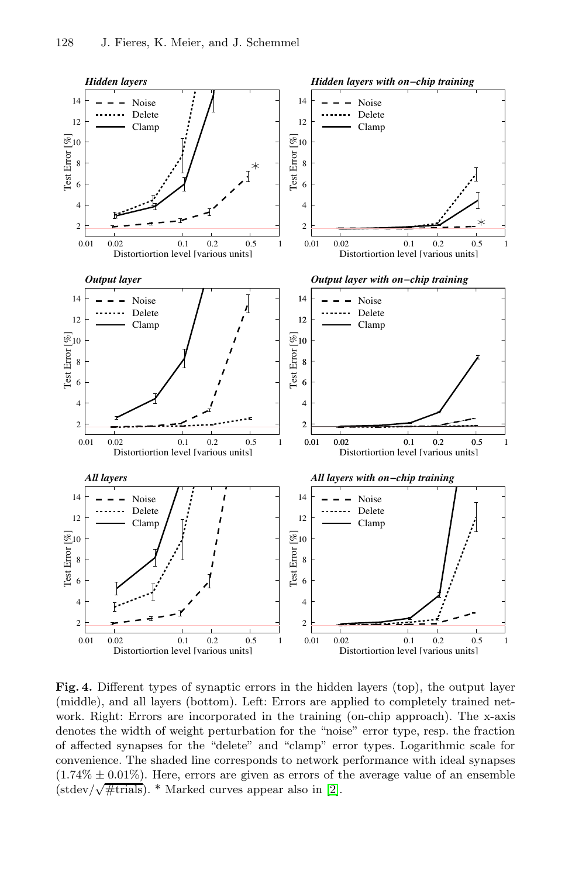**Fig. 4.** Different types of synaptic errors in the hidden layers (top), the output layer (middle), and all layers (bottom). Left: Errors are applied to completely trained network. Right: Errors are incorporated in the training (on-chip approach). The x-axis denotes the width of weight perturbation for the "noise" error type, resp. the fraction of affected synapses for the "delete" and "clamp" error types. Logarithmic scale for convenience. The shaded line corresponds to network performance with ideal synapses ($1.74\% \pm 0.01\%$). Here, errors are given as errors of the average value of an ensemble ($\text{stdev}/\sqrt{\#\text{trials}}$). * Marked curves appear also in [2].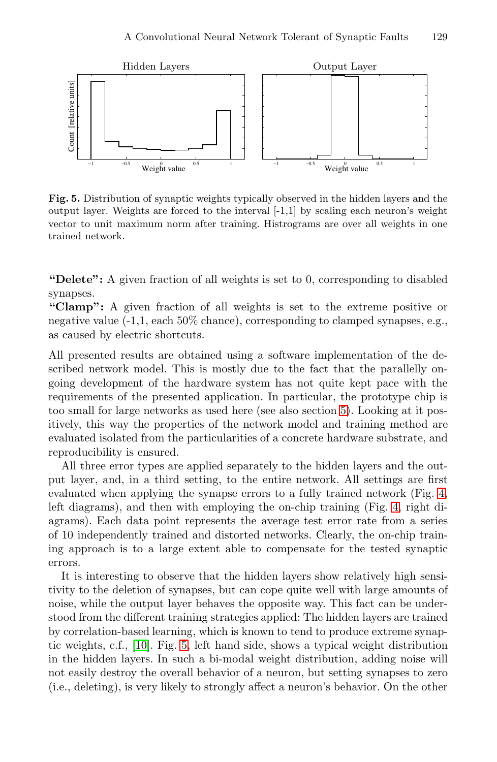**Fig. 5.** Distribution of synaptic weights typically observed in the hidden layers and the output layer. Weights are forced to the interval [-1,1] by scaling each neuron's weight vector to unit maximum norm after training. Histrograms are over all weights in one trained network.

**"Delete":** A given fraction of all weights is set to 0, corresponding to disabled synapses.
**"Clamp":** A given fraction of all weights is set to the extreme positive or negative value (-1,1, each 50% chance), corresponding to clamped synapses, e.g., as caused by electric shortcuts.

All presented results are obtained using a software implementation of the described network model. This is mostly due to the fact that the parallelly ongoing development of the hardware system has not quite kept pace with the requirements of the presented application. In particular, the prototype chip is too small for large networks as used here (see also section 5). Looking at it positively, this way the properties of the network model and training method are evaluated isolated from the particularities of a concrete hardware substrate, and reproducibility is ensured.

All three error types are applied separately to the hidden layers and the output layer, and, in a third setting, to the entire network. All settings are first evaluated when applying the synapse errors to a fully trained network (Fig. 4, left diagrams), and then with employing the on-chip training (Fig. 4, right diagrams). Each data point represents the average test error rate from a series of 10 independently trained and distorted networks. Clearly, the on-chip training approach is to a large extent able to compensate for the tested synaptic errors.

It is interesting to observe that the hidden layers show relatively high sensitivity to the deletion of synapses, but can cope quite well with large amounts of noise, while the output layer behaves the opposite way. This fact can be understood from the different training strategies applied: The hidden layers are trained by correlation-based learning, which is known to tend to produce extreme synaptic weights, c.f., [10]. Fig. 5, left hand side, shows a typical weight distribution in the hidden layers. In such a bi-modal weight distribution, adding noise will not easily destroy the overall behavior of a neuron, but setting synapses to zero (i.e., deleting), is very likely to strongly affect a neuron's behavior. On the other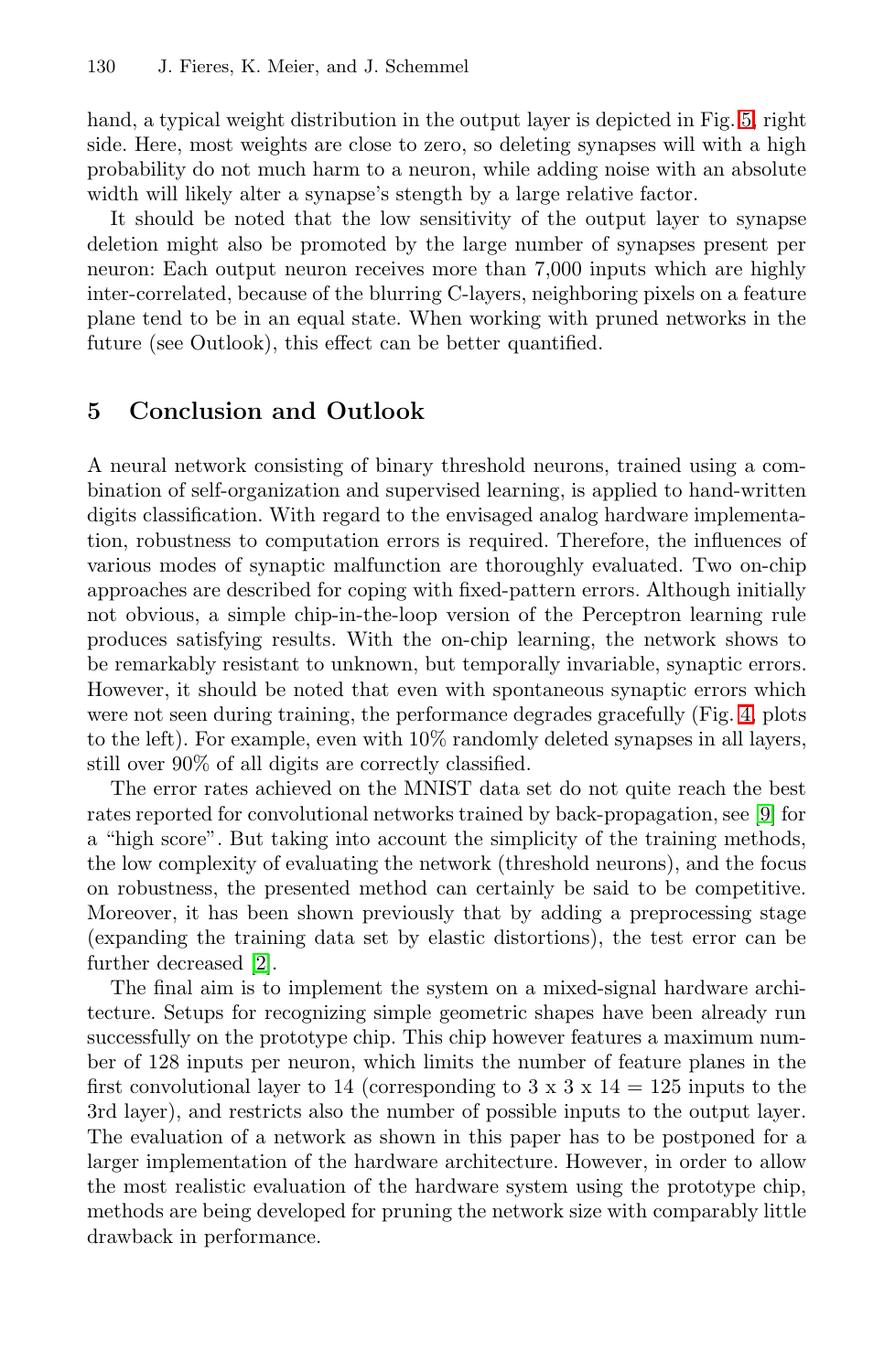hand, a typical weight distribution in the output layer is depicted in Fig. 5, right side. Here, most weights are close to zero, so deleting synapses will with a high probability do not much harm to a neuron, while adding noise with an absolute width will likely alter a synapse's strength by a large relative factor.

It should be noted that the low sensitivity of the output layer to synapse deletion might also be promoted by the large number of synapses present per neuron: Each output neuron receives more than 7,000 inputs which are highly inter-correlated, because of the blurring C-layers, neighboring pixels on a feature plane tend to be in an equal state. When working with pruned networks in the future (see Outlook), this effect can be better quantified.

## 5 Conclusion and Outlook

A neural network consisting of binary threshold neurons, trained using a combination of self-organization and supervised learning, is applied to hand-written digits classification. With regard to the envisaged analog hardware implementation, robustness to computation errors is required. Therefore, the influences of various modes of synaptic malfunction are thoroughly evaluated. Two on-chip approaches are described for coping with fixed-pattern errors. Although initially not obvious, a simple chip-in-the-loop version of the Perceptron learning rule produces satisfying results. With the on-chip learning, the network shows to be remarkably resistant to unknown, but temporally invariable, synaptic errors. However, it should be noted that even with spontaneous synaptic errors which were not seen during training, the performance degrades gracefully (Fig. 4, plots to the left). For example, even with 10% randomly deleted synapses in all layers, still over 90% of all digits are correctly classified.

The error rates achieved on the MNIST data set do not quite reach the best rates reported for convolutional networks trained by back-propagation, see [9] for a "high score". But taking into account the simplicity of the training methods, the low complexity of evaluating the network (threshold neurons), and the focus on robustness, the presented method can certainly be said to be competitive. Moreover, it has been shown previously that by adding a preprocessing stage (expanding the training data set by elastic distortions), the test error can be further decreased [2].

The final aim is to implement the system on a mixed-signal hardware architecture. Setups for recognizing simple geometric shapes have been already run successfully on the prototype chip. This chip however features a maximum number of 128 inputs per neuron, which limits the number of feature planes in the first convolutional layer to 14 (corresponding to 3 x 3 x 14 = 125 inputs to the 3rd layer), and restricts also the number of possible inputs to the output layer. The evaluation of a network as shown in this paper has to be postponed for a larger implementation of the hardware architecture. However, in order to allow the most realistic evaluation of the hardware system using the prototype chip, methods are being developed for pruning the network size with comparably little drawback in performance.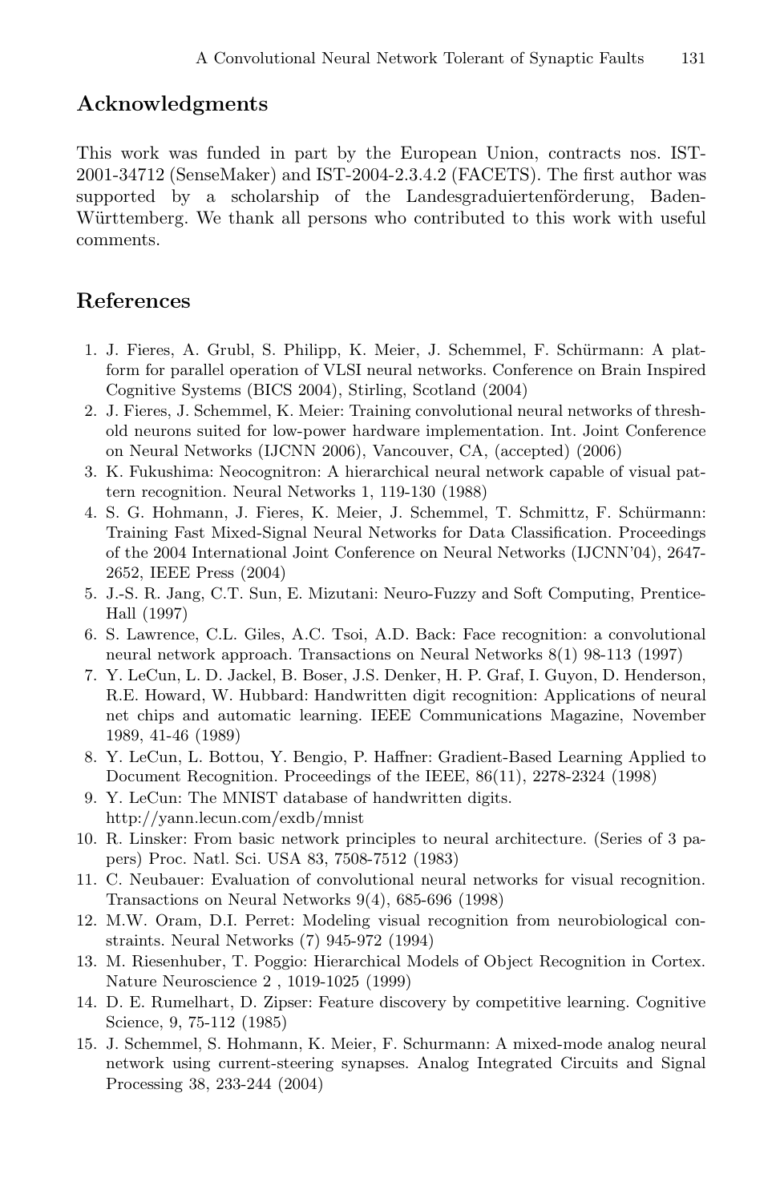## Acknowledgments

This work was funded in part by the European Union, contracts nos. IST-2001-34712 (SenseMaker) and IST-2004-2.3.4.2 (FACETS). The first author was supported by a scholarship of the Landesgraduiertenförderung, Baden-Württemberg. We thank all persons who contributed to this work with useful comments.

## References

1. J. Fieres, A. Grubl, S. Philipp, K. Meier, J. Schemmel, F. Schürmann: A platform for parallel operation of VLSI neural networks. Conference on Brain Inspired Cognitive Systems (BICS 2004), Stirling, Scotland (2004)
2. J. Fieres, J. Schemmel, K. Meier: Training convolutional neural networks of threshold neurons suited for low-power hardware implementation. Int. Joint Conference on Neural Networks (IJCNN 2006), Vancouver, CA, (accepted) (2006)
3. K. Fukushima: Neocognitron: A hierarchical neural network capable of visual pattern recognition. Neural Networks 1, 119-130 (1988)
4. S. G. Hohmann, J. Fieres, K. Meier, J. Schemmel, T. Schmittz, F. Schürmann: Training Fast Mixed-Signal Neural Networks for Data Classification. Proceedings of the 2004 International Joint Conference on Neural Networks (IJCNN'04), 2647-2652, IEEE Press (2004)
5. J.-S. R. Jang, C.T. Sun, E. Mizutani: Neuro-Fuzzy and Soft Computing, Prentice-Hall (1997)
6. S. Lawrence, C.L. Giles, A.C. Tsoi, A.D. Back: Face recognition: a convolutional neural network approach. Transactions on Neural Networks 8(1) 98-113 (1997)
7. Y. LeCun, L. D. Jackel, B. Boser, J.S. Denker, H. P. Graf, I. Guyon, D. Henderson, R.E. Howard, W. Hubbard: Handwritten digit recognition: Applications of neural net chips and automatic learning. IEEE Communications Magazine, November 1989, 41-46 (1989)
8. Y. LeCun, L. Bottou, Y. Bengio, P. Haffner: Gradient-Based Learning Applied to Document Recognition. Proceedings of the IEEE, 86(11), 2278-2324 (1998)
9. Y. LeCun: The MNIST database of handwritten digits. http://yann.lecun.com/exdb/mnist
10. R. Linsker: From basic network principles to neural architecture. (Series of 3 papers) Proc. Natl. Sci. USA 83, 7508-7512 (1983)
11. C. Neubauer: Evaluation of convolutional neural networks for visual recognition. Transactions on Neural Networks 9(4), 685-696 (1998)
12. M.W. Oram, D.I. Perret: Modeling visual recognition from neurobiological constraints. Neural Networks (7) 945-972 (1994)
13. M. Riesenhuber, T. Poggio: Hierarchical Models of Object Recognition in Cortex. Nature Neuroscience 2 , 1019-1025 (1999)
14. D. E. Rumelhart, D. Zipser: Feature discovery by competitive learning. Cognitive Science, 9, 75-112 (1985)
15. J. Schemmel, S. Hohmann, K. Meier, F. Schurmann: A mixed-mode analog neural network using current-steering synapses. Analog Integrated Circuits and Signal Processing 38, 233-244 (2004)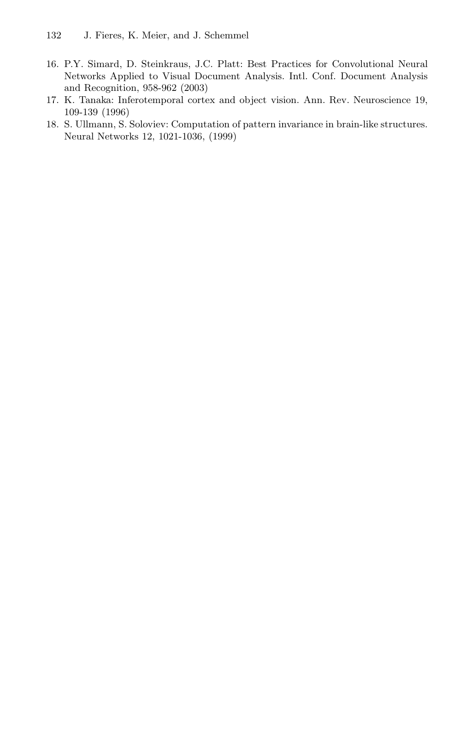16. P.Y. Simard, D. Steinkraus, J.C. Platt: Best Practices for Convolutional Neural Networks Applied to Visual Document Analysis. Intl. Conf. Document Analysis and Recognition, 958-962 (2003)
17. K. Tanaka: Inferotemporal cortex and object vision. Ann. Rev. Neuroscience 19, 109-139 (1996)
18. S. Ullmann, S. Soloviev: Computation of pattern invariance in brain-like structures. Neural Networks 12, 1021-1036, (1999)